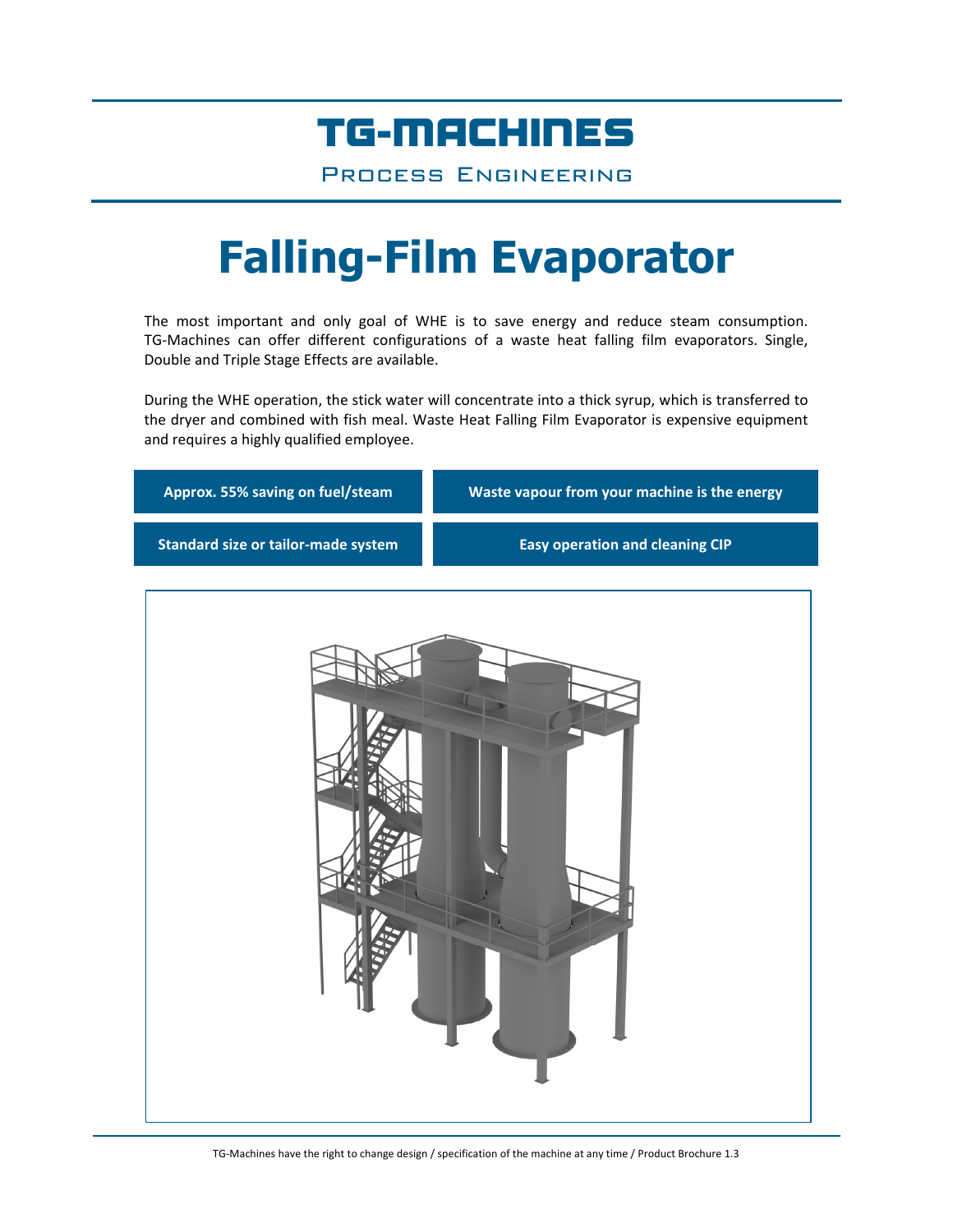# TG-MACHINES

Process Engineering

# Falling-Film Evaporator

The most important and only goal of WHE is to save energy and reduce steam consumption. TG-Machines can offer different configurations of a waste heat falling film evaporators. Single, Double and Triple Stage Effects are available.

During the WHE operation, the stick water will concentrate into a thick syrup, which is transferred to the dryer and combined with fish meal. Waste Heat Falling Film Evaporator is expensive equipment and requires a highly qualified employee.

| Approx. 55% saving on fuel/steam | Waste vapour from your machine is the energy |
| --- | --- |
| Standard size or tailor-made system | Easy operation and cleaning CIP |

TG-Machines have the right to change design / specification of the machine at any time / Product Brochure 1.3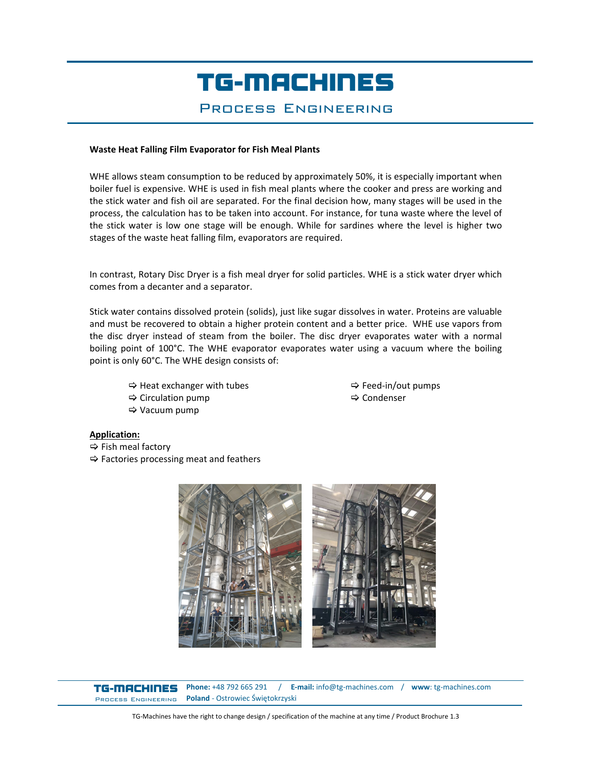# TG-MACHINES

Process Engineering

**Waste Heat Falling Film Evaporator for Fish Meal Plants**

WHE allows steam consumption to be reduced by approximately 50%, it is especially important when boiler fuel is expensive. WHE is used in fish meal plants where the cooker and press are working and the stick water and fish oil are separated. For the final decision how, many stages will be used in the process, the calculation has to be taken into account. For instance, for tuna waste where the level of the stick water is low one stage will be enough. While for sardines where the level is higher two stages of the waste heat falling film, evaporators are required.

In contrast, Rotary Disc Dryer is a fish meal dryer for solid particles. WHE is a stick water dryer which comes from a decanter and a separator.

Stick water contains dissolved protein (solids), just like sugar dissolves in water. Proteins are valuable and must be recovered to obtain a higher protein content and a better price. WHE use vapors from the disc dryer instead of steam from the boiler. The disc dryer evaporates water with a normal boiling point of 100°C. The WHE evaporator evaporates water using a vacuum where the boiling point is only 60°C. The WHE design consists of:

- ⇨ Heat exchanger with tubes
- ⇨ Circulation pump
- ⇨ Vacuum pump
- ⇨ Feed-in/out pumps
- ⇨ Condenser

**Application:**

- ⇨ Fish meal factory
- ⇨ Factories processing meat and feathers

TG-MACHINES Process Engineering **Phone:** +48 792 665 291 / **E-mail:** info@tg-machines.com / **www**: tg-machines.com
**Poland** - Ostrowiec Świętokrzyski

TG-Machines have the right to change design / specification of the machine at any time / Product Brochure 1.3